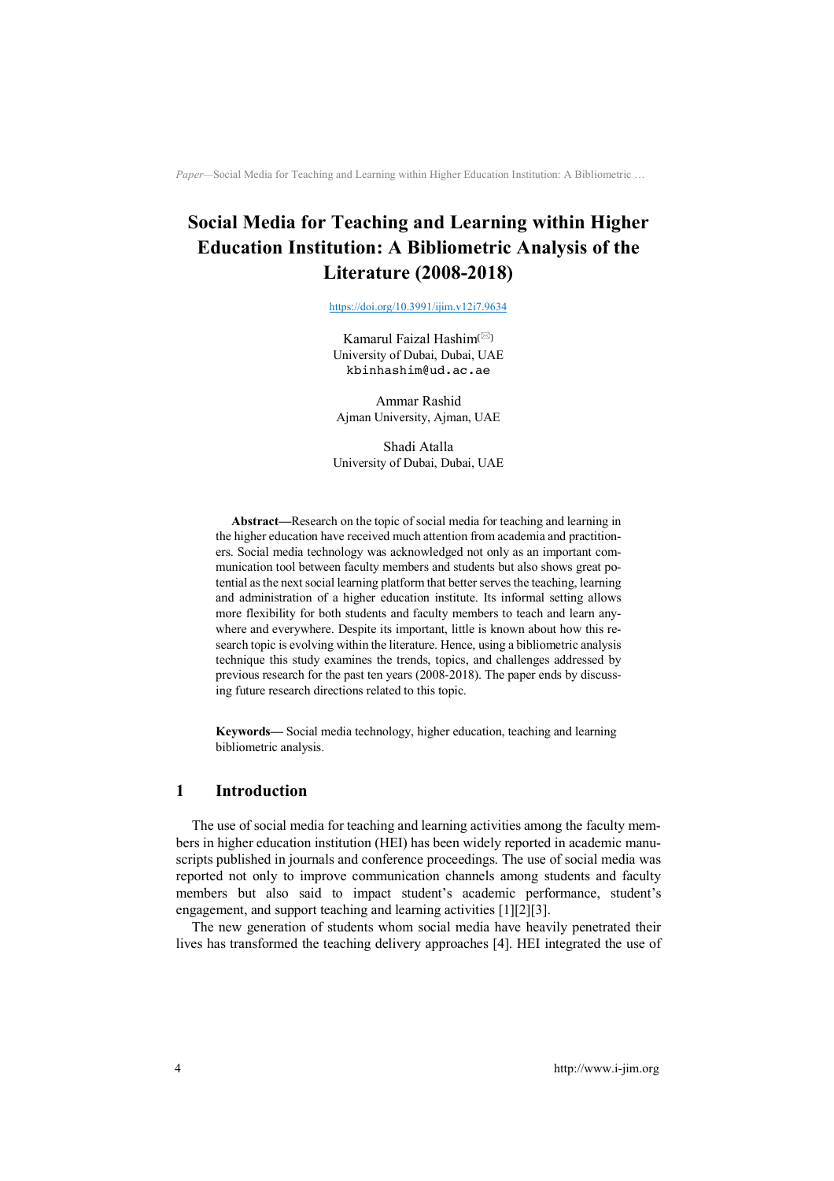# Social Media for Teaching and Learning within Higher Education Institution: A Bibliometric Analysis of the Literature (2008-2018)

https://doi.org/10.3991/ijim.v12i7.9634

Kamarul Faizal Hashim(✉)
University of Dubai, Dubai, UAE
kbinhashim@ud.ac.ae

Ammar Rashid
Ajman University, Ajman, UAE

Shadi Atalla
University of Dubai, Dubai, UAE

**Abstract—**Research on the topic of social media for teaching and learning in the higher education have received much attention from academia and practitioners. Social media technology was acknowledged not only as an important communication tool between faculty members and students but also shows great potential as the next social learning platform that better serves the teaching, learning and administration of a higher education institute. Its informal setting allows more flexibility for both students and faculty members to teach and learn anywhere and everywhere. Despite its important, little is known about how this research topic is evolving within the literature. Hence, using a bibliometric analysis technique this study examines the trends, topics, and challenges addressed by previous research for the past ten years (2008-2018). The paper ends by discussing future research directions related to this topic.

**Keywords—** Social media technology, higher education, teaching and learning bibliometric analysis.

## 1 Introduction

The use of social media for teaching and learning activities among the faculty members in higher education institution (HEI) has been widely reported in academic manuscripts published in journals and conference proceedings. The use of social media was reported not only to improve communication channels among students and faculty members but also said to impact student's academic performance, student's engagement, and support teaching and learning activities [1][2][3].

The new generation of students whom social media have heavily penetrated their lives has transformed the teaching delivery approaches [4]. HEI integrated the use of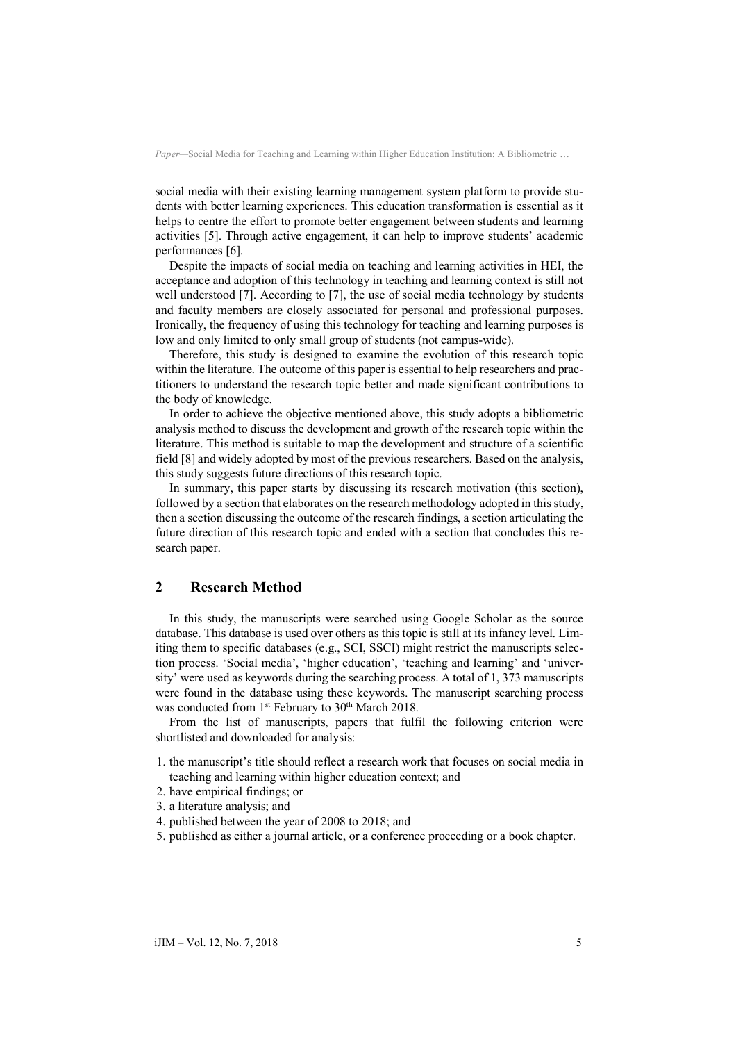social media with their existing learning management system platform to provide students with better learning experiences. This education transformation is essential as it helps to centre the effort to promote better engagement between students and learning activities [5]. Through active engagement, it can help to improve students' academic performances [6].

Despite the impacts of social media on teaching and learning activities in HEI, the acceptance and adoption of this technology in teaching and learning context is still not well understood [7]. According to [7], the use of social media technology by students and faculty members are closely associated for personal and professional purposes. Ironically, the frequency of using this technology for teaching and learning purposes is low and only limited to only small group of students (not campus-wide).

Therefore, this study is designed to examine the evolution of this research topic within the literature. The outcome of this paper is essential to help researchers and practitioners to understand the research topic better and made significant contributions to the body of knowledge.

In order to achieve the objective mentioned above, this study adopts a bibliometric analysis method to discuss the development and growth of the research topic within the literature. This method is suitable to map the development and structure of a scientific field [8] and widely adopted by most of the previous researchers. Based on the analysis, this study suggests future directions of this research topic.

In summary, this paper starts by discussing its research motivation (this section), followed by a section that elaborates on the research methodology adopted in this study, then a section discussing the outcome of the research findings, a section articulating the future direction of this research topic and ended with a section that concludes this research paper.

## 2 Research Method

In this study, the manuscripts were searched using Google Scholar as the source database. This database is used over others as this topic is still at its infancy level. Limiting them to specific databases (e.g., SCI, SSCI) might restrict the manuscripts selection process. 'Social media', 'higher education', 'teaching and learning' and 'university' were used as keywords during the searching process. A total of 1, 373 manuscripts were found in the database using these keywords. The manuscript searching process was conducted from 1st February to 30th March 2018.

From the list of manuscripts, papers that fulfil the following criterion were shortlisted and downloaded for analysis:

1. the manuscript's title should reflect a research work that focuses on social media in teaching and learning within higher education context; and
2. have empirical findings; or
3. a literature analysis; and
4. published between the year of 2008 to 2018; and
5. published as either a journal article, or a conference proceeding or a book chapter.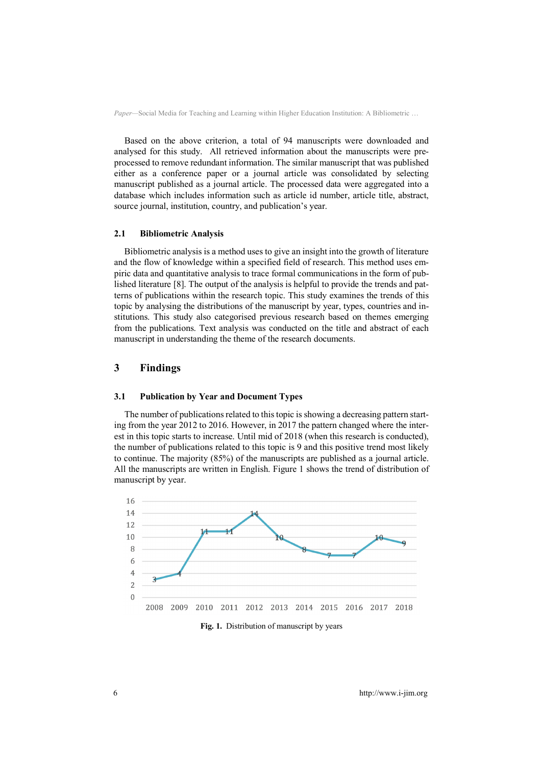Based on the above criterion, a total of 94 manuscripts were downloaded and analysed for this study. All retrieved information about the manuscripts were pre-processed to remove redundant information. The similar manuscript that was published either as a conference paper or a journal article was consolidated by selecting manuscript published as a journal article. The processed data were aggregated into a database which includes information such as article id number, article title, abstract, source journal, institution, country, and publication's year.

### 2.1 Bibliometric Analysis

Bibliometric analysis is a method uses to give an insight into the growth of literature and the flow of knowledge within a specified field of research. This method uses empiric data and quantitative analysis to trace formal communications in the form of published literature [8]. The output of the analysis is helpful to provide the trends and patterns of publications within the research topic. This study examines the trends of this topic by analysing the distributions of the manuscript by year, types, countries and institutions. This study also categorised previous research based on themes emerging from the publications. Text analysis was conducted on the title and abstract of each manuscript in understanding the theme of the research documents.

## 3 Findings

### 3.1 Publication by Year and Document Types

The number of publications related to this topic is showing a decreasing pattern starting from the year 2012 to 2016. However, in 2017 the pattern changed where the interest in this topic starts to increase. Until mid of 2018 (when this research is conducted), the number of publications related to this topic is 9 and this positive trend most likely to continue. The majority (85%) of the manuscripts are published as a journal article. All the manuscripts are written in English. Figure 1 shows the trend of distribution of manuscript by year.

| Year | 2008 | 2009 | 2010 | 2011 | 2012 | 2013 | 2014 | 2015 | 2016 | 2017 | 2018 |
|---|---|---|---|---|---|---|---|---|---|---|---|
| Manuscripts | 3 | 4 | 11 | 11 | 14 | 10 | 8 | 7 | 7 | 10 | 9 |

**Fig. 1.** Distribution of manuscript by years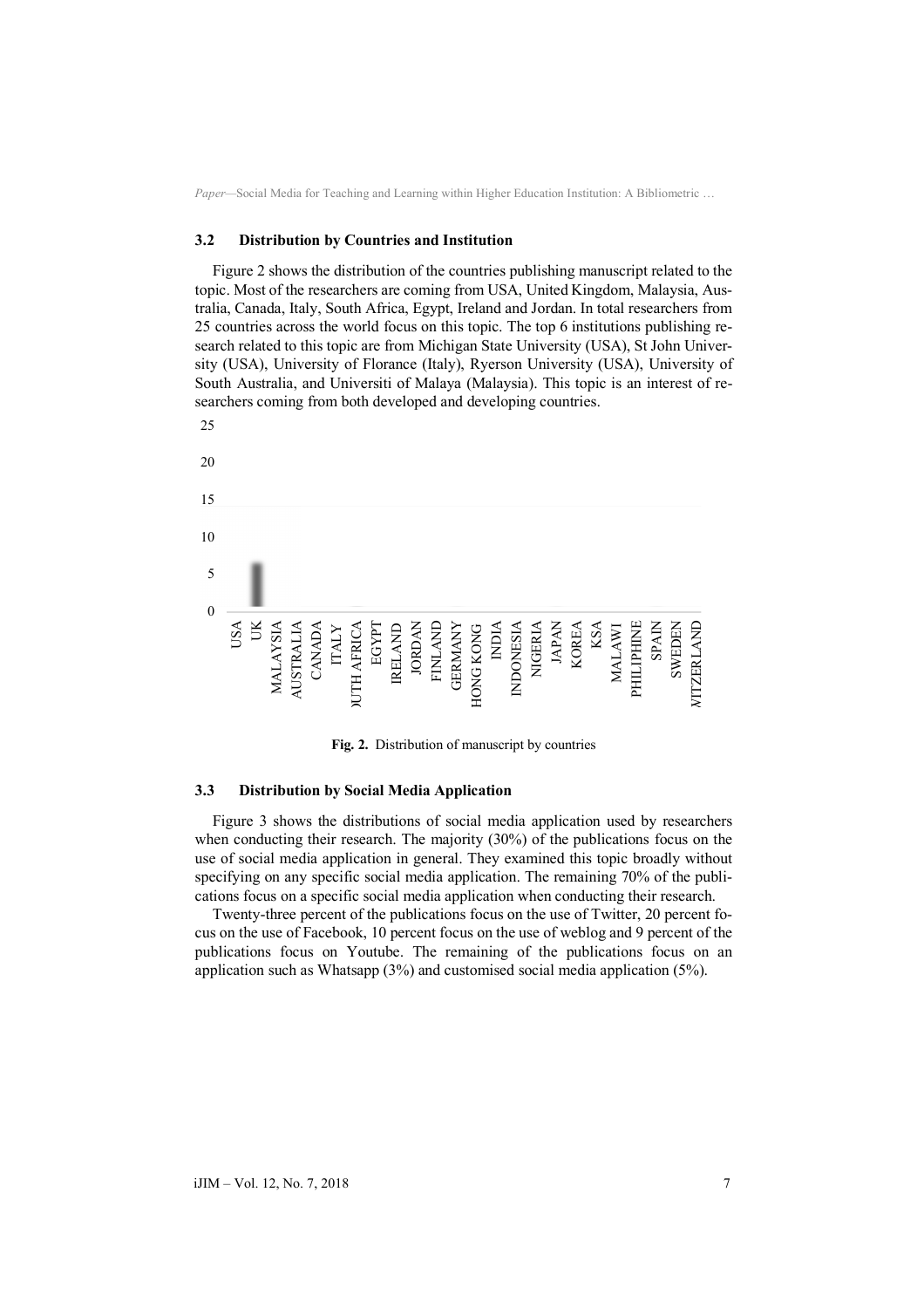### 3.2 Distribution by Countries and Institution

Figure 2 shows the distribution of the countries publishing manuscript related to the topic. Most of the researchers are coming from USA, United Kingdom, Malaysia, Australia, Canada, Italy, South Africa, Egypt, Ireland and Jordan. In total researchers from 25 countries across the world focus on this topic. The top 6 institutions publishing research related to this topic are from Michigan State University (USA), St John University (USA), University of Florance (Italy), Ryerson University (USA), University of South Australia, and Universiti of Malaya (Malaysia). This topic is an interest of researchers coming from both developed and developing countries.

**Fig. 2.** Distribution of manuscript by countries

### 3.3 Distribution by Social Media Application

Figure 3 shows the distributions of social media application used by researchers when conducting their research. The majority (30%) of the publications focus on the use of social media application in general. They examined this topic broadly without specifying on any specific social media application. The remaining 70% of the publications focus on a specific social media application when conducting their research.

Twenty-three percent of the publications focus on the use of Twitter, 20 percent focus on the use of Facebook, 10 percent focus on the use of weblog and 9 percent of the publications focus on Youtube. The remaining of the publications focus on an application such as Whatsapp (3%) and customised social media application (5%).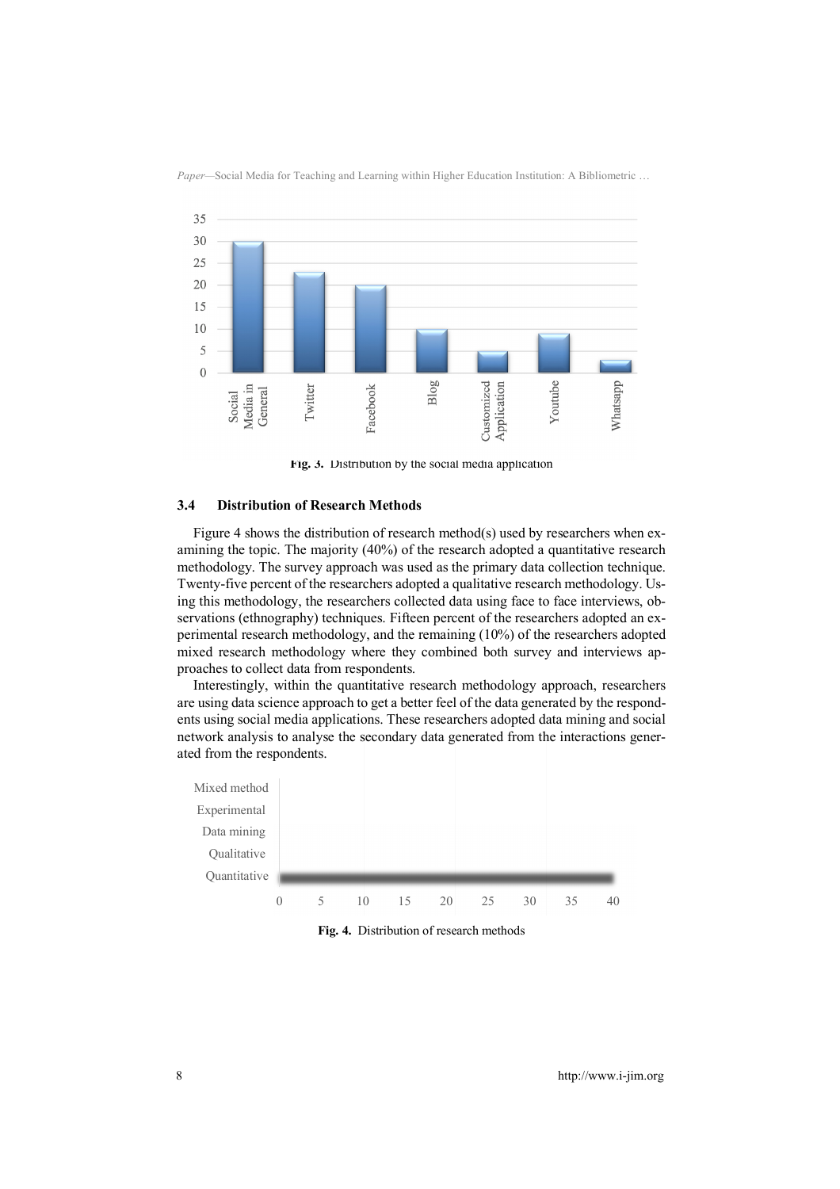Fig. 3. Distribution by the social media application

### 3.4 Distribution of Research Methods

Figure 4 shows the distribution of research method(s) used by researchers when examining the topic. The majority (40%) of the research adopted a quantitative research methodology. The survey approach was used as the primary data collection technique. Twenty-five percent of the researchers adopted a qualitative research methodology. Using this methodology, the researchers collected data using face to face interviews, observations (ethnography) techniques. Fifteen percent of the researchers adopted an experimental research methodology, and the remaining (10%) of the researchers adopted mixed research methodology where they combined both survey and interviews approaches to collect data from respondents.

Interestingly, within the quantitative research methodology approach, researchers are using data science approach to get a better feel of the data generated by the respondents using social media applications. These researchers adopted data mining and social network analysis to analyse the secondary data generated from the interactions generated from the respondents.

Fig. 4. Distribution of research methods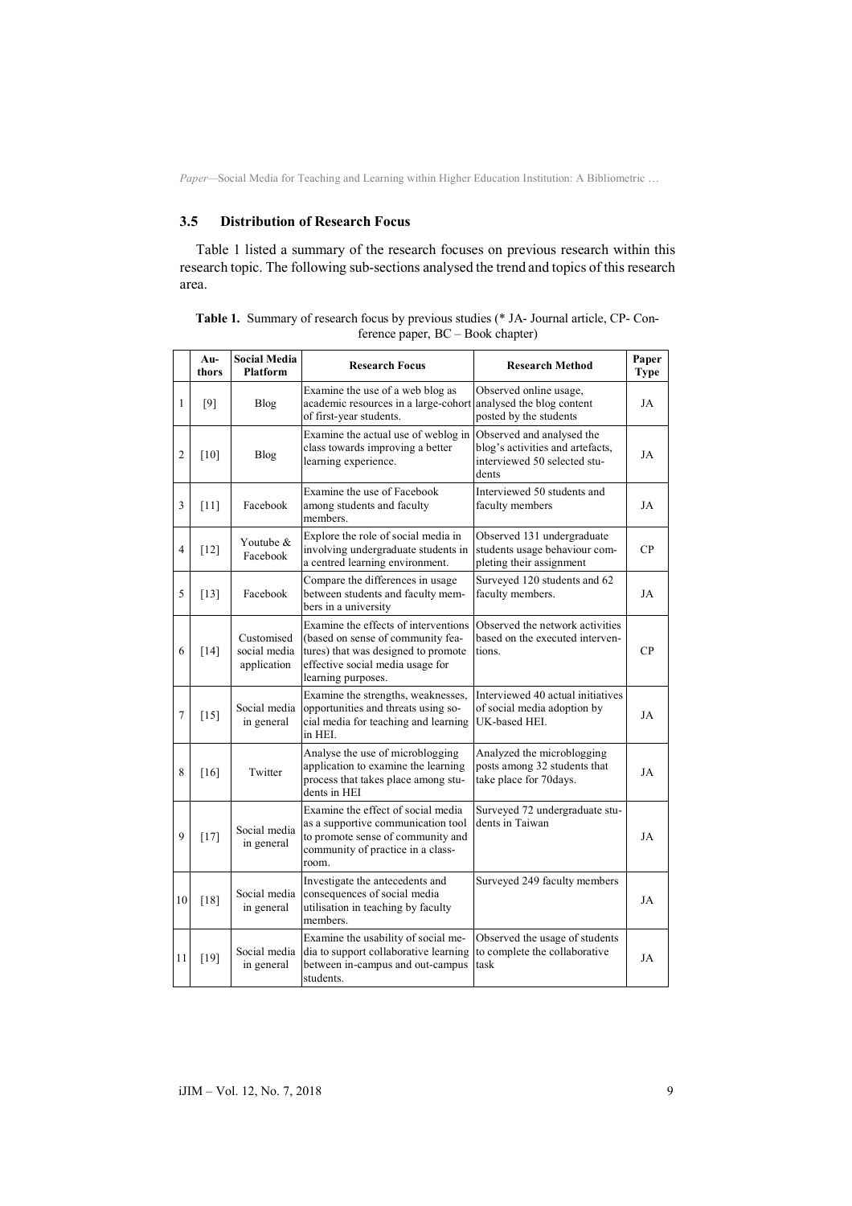### 3.5 Distribution of Research Focus

Table 1 listed a summary of the research focuses on previous research within this research topic. The following sub-sections analysed the trend and topics of this research area.

**Table 1.** Summary of research focus by previous studies (* JA- Journal article, CP- Conference paper, BC – Book chapter)

| | Authors | Social Media Platform | Research Focus | Research Method | Paper Type |
|---|---|---|---|---|---|
| 1 | [9] | Blog | Examine the use of a web blog as academic resources in a large-cohort of first-year students. | Observed online usage, analysed the blog content posted by the students | JA |
| 2 | [10] | Blog | Examine the actual use of weblog in class towards improving a better learning experience. | Observed and analysed the blog's activities and artefacts, interviewed 50 selected students | JA |
| 3 | [11] | Facebook | Examine the use of Facebook among students and faculty members. | Interviewed 50 students and faculty members | JA |
| 4 | [12] | Youtube & Facebook | Explore the role of social media in involving undergraduate students in a centred learning environment. | Observed 131 undergraduate students usage behaviour completing their assignment | CP |
| 5 | [13] | Facebook | Compare the differences in usage between students and faculty members in a university | Surveyed 120 students and 62 faculty members. | JA |
| 6 | [14] | Customised social media application | Examine the effects of interventions (based on sense of community features) that was designed to promote effective social media usage for learning purposes. | Observed the network activities based on the executed interventions. | CP |
| 7 | [15] | Social media in general | Examine the strengths, weaknesses, opportunities and threats using social media for teaching and learning in HEI. | Interviewed 40 actual initiatives of social media adoption by UK-based HEI. | JA |
| 8 | [16] | Twitter | Analyse the use of microblogging application to examine the learning process that takes place among students in HEI | Analyzed the microblogging posts among 32 students that take place for 70days. | JA |
| 9 | [17] | Social media in general | Examine the effect of social media as a supportive communication tool to promote sense of community and community of practice in a classroom. | Surveyed 72 undergraduate students in Taiwan | JA |
| 10 | [18] | Social media in general | Investigate the antecedents and consequences of social media utilisation in teaching by faculty members. | Surveyed 249 faculty members | JA |
| 11 | [19] | Social media in general | Examine the usability of social media to support collaborative learning between in-campus and out-campus students. | Observed the usage of students to complete the collaborative task | JA |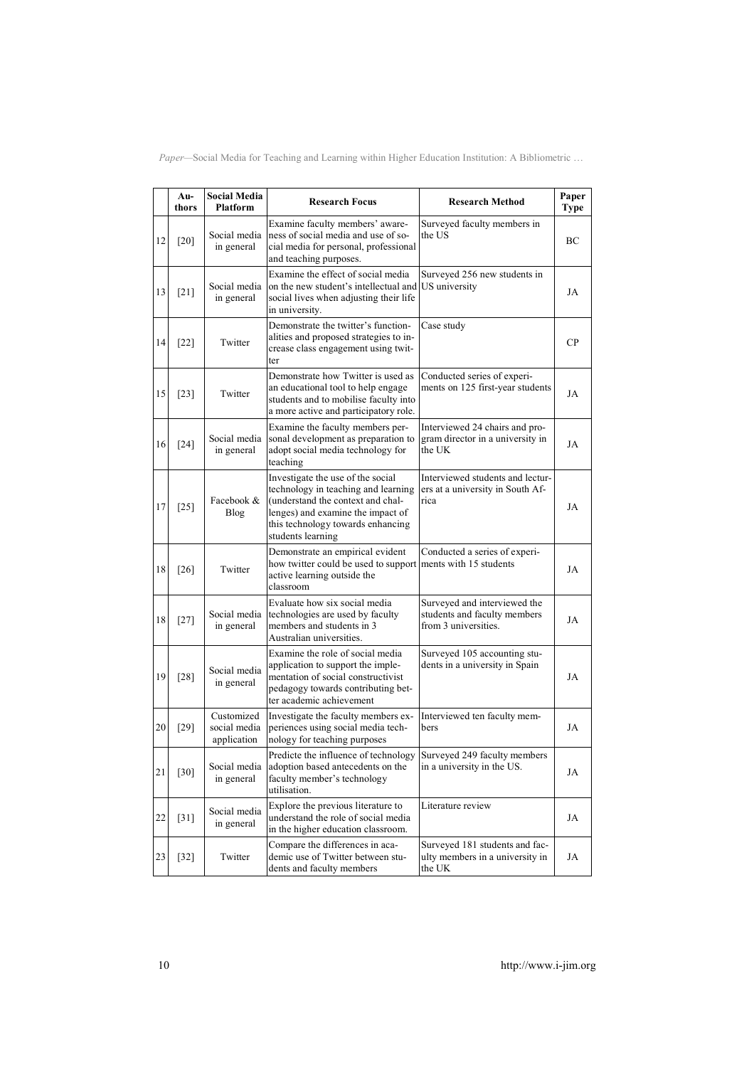|  | Authors | Social Media Platform | Research Focus | Research Method | Paper Type |
|---|---|---|---|---|---|
| 12 | [20] | Social media in general | Examine faculty members' awareness of social media and use of social media for personal, professional and teaching purposes. | Surveyed faculty members in the US | BC |
| 13 | [21] | Social media in general | Examine the effect of social media on the new student's intellectual and social lives when adjusting their life in university. | Surveyed 256 new students in US university | JA |
| 14 | [22] | Twitter | Demonstrate the twitter's functionalities and proposed strategies to increase class engagement using twitter | Case study | CP |
| 15 | [23] | Twitter | Demonstrate how Twitter is used as an educational tool to help engage students and to mobilise faculty into a more active and participatory role. | Conducted series of experiments on 125 first-year students | JA |
| 16 | [24] | Social media in general | Examine the faculty members personal development as preparation to adopt social media technology for teaching | Interviewed 24 chairs and program director in a university in the UK | JA |
| 17 | [25] | Facebook & Blog | Investigate the use of the social technology in teaching and learning (understand the context and challenges) and examine the impact of this technology towards enhancing students learning | Interviewed students and lecturers at a university in South Africa | JA |
| 18 | [26] | Twitter | Demonstrate an empirical evident how twitter could be used to support active learning outside the classroom | Conducted a series of experiments with 15 students | JA |
| 18 | [27] | Social media in general | Evaluate how six social media technologies are used by faculty members and students in 3 Australian universities. | Surveyed and interviewed the students and faculty members from 3 universities. | JA |
| 19 | [28] | Social media in general | Examine the role of social media application to support the implementation of social constructivist pedagogy towards contributing better academic achievement | Surveyed 105 accounting students in a university in Spain | JA |
| 20 | [29] | Customized social media application | Investigate the faculty members experiences using social media technology for teaching purposes | Interviewed ten faculty members | JA |
| 21 | [30] | Social media in general | Predicte the influence of technology adoption based antecedents on the faculty member's technology utilisation. | Surveyed 249 faculty members in a university in the US. | JA |
| 22 | [31] | Social media in general | Explore the previous literature to understand the role of social media in the higher education classroom. | Literature review | JA |
| 23 | [32] | Twitter | Compare the differences in academic use of Twitter between students and faculty members | Surveyed 181 students and faculty members in a university in the UK | JA |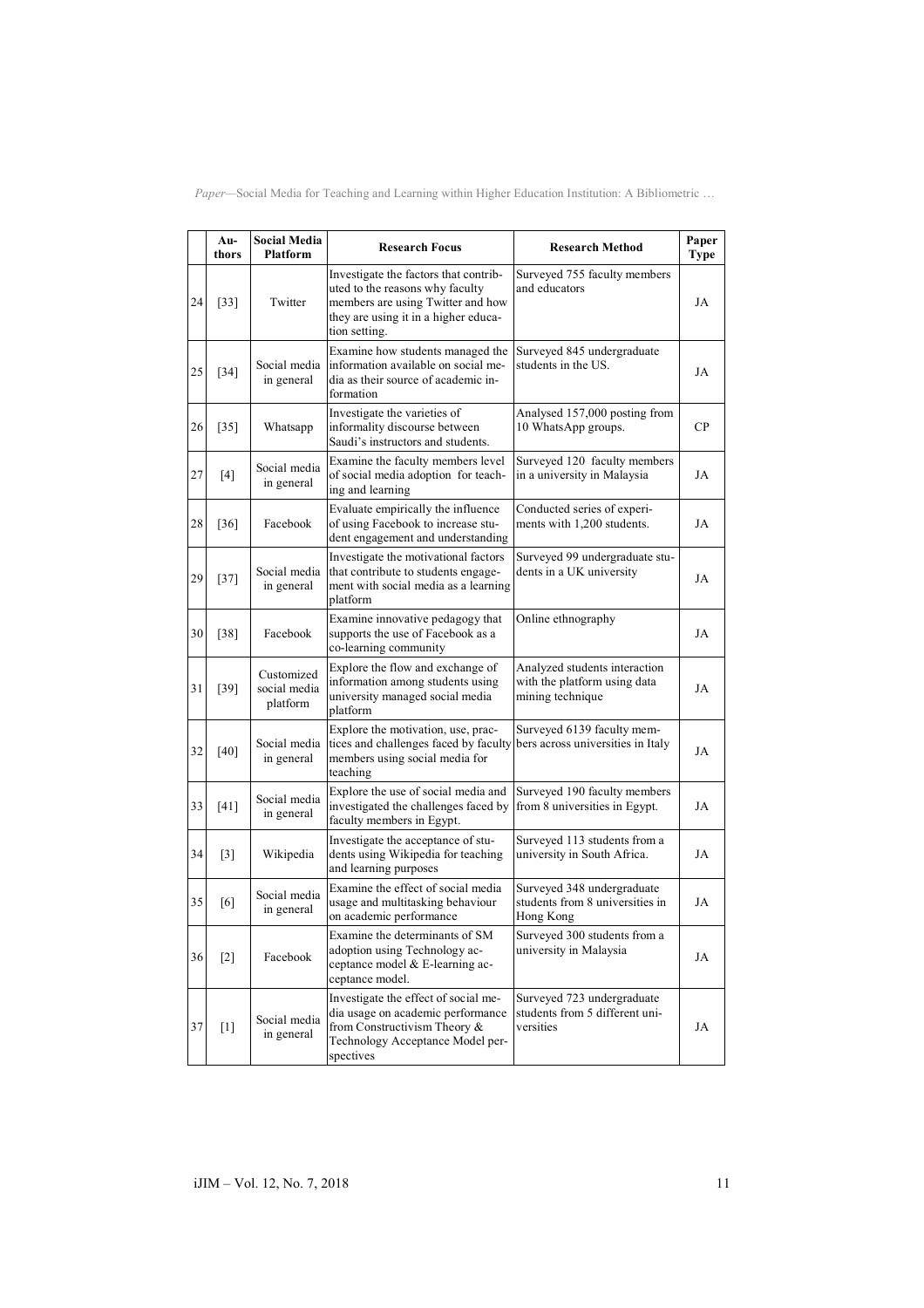|  | Authors | Social Media Platform | Research Focus | Research Method | Paper Type |
|---|---|---|---|---|---|
| 24 | [33] | Twitter | Investigate the factors that contributed to the reasons why faculty members are using Twitter and how they are using it in a higher education setting. | Surveyed 755 faculty members and educators | JA |
| 25 | [34] | Social media in general | Examine how students managed the information available on social media as their source of academic information | Surveyed 845 undergraduate students in the US. | JA |
| 26 | [35] | Whatsapp | Investigate the varieties of informality discourse between Saudi's instructors and students. | Analysed 157,000 posting from 10 WhatsApp groups. | CP |
| 27 | [4] | Social media in general | Examine the faculty members level of social media adoption for teaching and learning | Surveyed 120 faculty members in a university in Malaysia | JA |
| 28 | [36] | Facebook | Evaluate empirically the influence of using Facebook to increase student engagement and understanding | Conducted series of experiments with 1,200 students. | JA |
| 29 | [37] | Social media in general | Investigate the motivational factors that contribute to students engagement with social media as a learning platform | Surveyed 99 undergraduate students in a UK university | JA |
| 30 | [38] | Facebook | Examine innovative pedagogy that supports the use of Facebook as a co-learning community | Online ethnography | JA |
| 31 | [39] | Customized social media platform | Explore the flow and exchange of information among students using university managed social media platform | Analyzed students interaction with the platform using data mining technique | JA |
| 32 | [40] | Social media in general | Explore the motivation, use, practices and challenges faced by faculty members using social media for teaching | Surveyed 6139 faculty members across universities in Italy | JA |
| 33 | [41] | Social media in general | Explore the use of social media and investigated the challenges faced by faculty members in Egypt. | Surveyed 190 faculty members from 8 universities in Egypt. | JA |
| 34 | [3] | Wikipedia | Investigate the acceptance of students using Wikipedia for teaching and learning purposes | Surveyed 113 students from a university in South Africa. | JA |
| 35 | [6] | Social media in general | Examine the effect of social media usage and multitasking behaviour on academic performance | Surveyed 348 undergraduate students from 8 universities in Hong Kong | JA |
| 36 | [2] | Facebook | Examine the determinants of SM adoption using Technology acceptance model & E-learning acceptance model. | Surveyed 300 students from a university in Malaysia | JA |
| 37 | [1] | Social media in general | Investigate the effect of social media usage on academic performance from Constructivism Theory & Technology Acceptance Model perspectives | Surveyed 723 undergraduate students from 5 different universities | JA |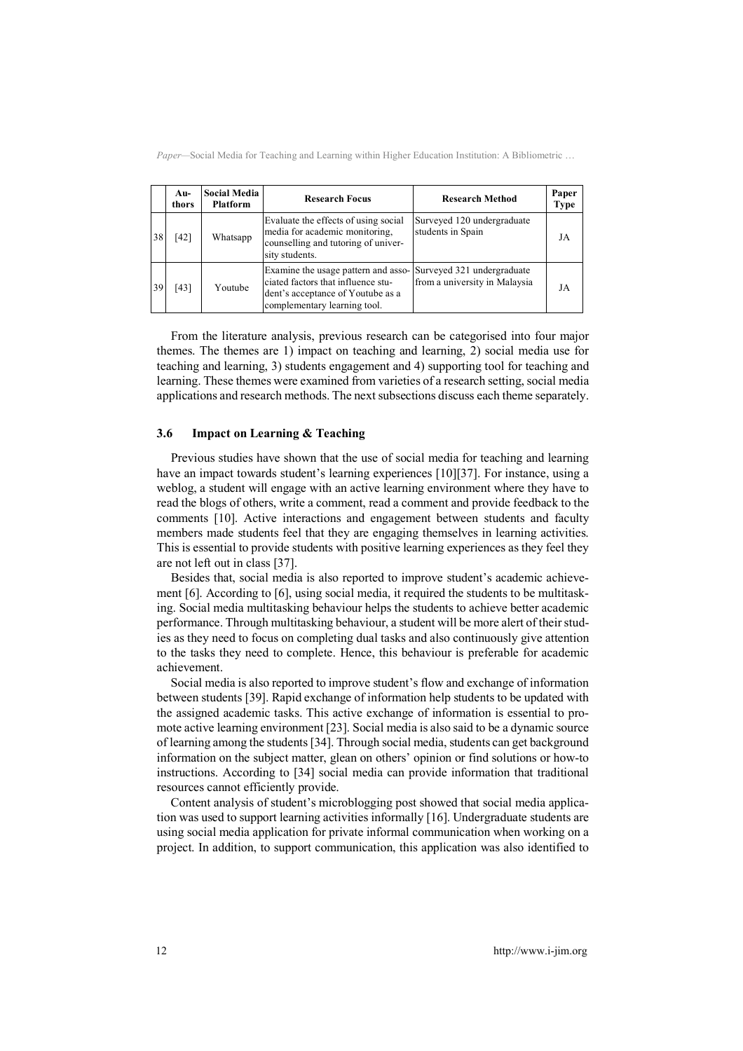| | Authors | Social Media Platform | Research Focus | Research Method | Paper Type |
|---|---|---|---|---|---|
| 38 | [42] | Whatsapp | Evaluate the effects of using social media for academic monitoring, counselling and tutoring of university students. | Surveyed 120 undergraduate students in Spain | JA |
| 39 | [43] | Youtube | Examine the usage pattern and associated factors that influence student's acceptance of Youtube as a complementary learning tool. | Surveyed 321 undergraduate from a university in Malaysia | JA |

From the literature analysis, previous research can be categorised into four major themes. The themes are 1) impact on teaching and learning, 2) social media use for teaching and learning, 3) students engagement and 4) supporting tool for teaching and learning. These themes were examined from varieties of a research setting, social media applications and research methods. The next subsections discuss each theme separately.

### 3.6 Impact on Learning & Teaching

Previous studies have shown that the use of social media for teaching and learning have an impact towards student's learning experiences [10][37]. For instance, using a weblog, a student will engage with an active learning environment where they have to read the blogs of others, write a comment, read a comment and provide feedback to the comments [10]. Active interactions and engagement between students and faculty members made students feel that they are engaging themselves in learning activities. This is essential to provide students with positive learning experiences as they feel they are not left out in class [37].

Besides that, social media is also reported to improve student's academic achievement [6]. According to [6], using social media, it required the students to be multitasking. Social media multitasking behaviour helps the students to achieve better academic performance. Through multitasking behaviour, a student will be more alert of their studies as they need to focus on completing dual tasks and also continuously give attention to the tasks they need to complete. Hence, this behaviour is preferable for academic achievement.

Social media is also reported to improve student's flow and exchange of information between students [39]. Rapid exchange of information help students to be updated with the assigned academic tasks. This active exchange of information is essential to promote active learning environment [23]. Social media is also said to be a dynamic source of learning among the students [34]. Through social media, students can get background information on the subject matter, glean on others' opinion or find solutions or how-to instructions. According to [34] social media can provide information that traditional resources cannot efficiently provide.

Content analysis of student's microblogging post showed that social media application was used to support learning activities informally [16]. Undergraduate students are using social media application for private informal communication when working on a project. In addition, to support communication, this application was also identified to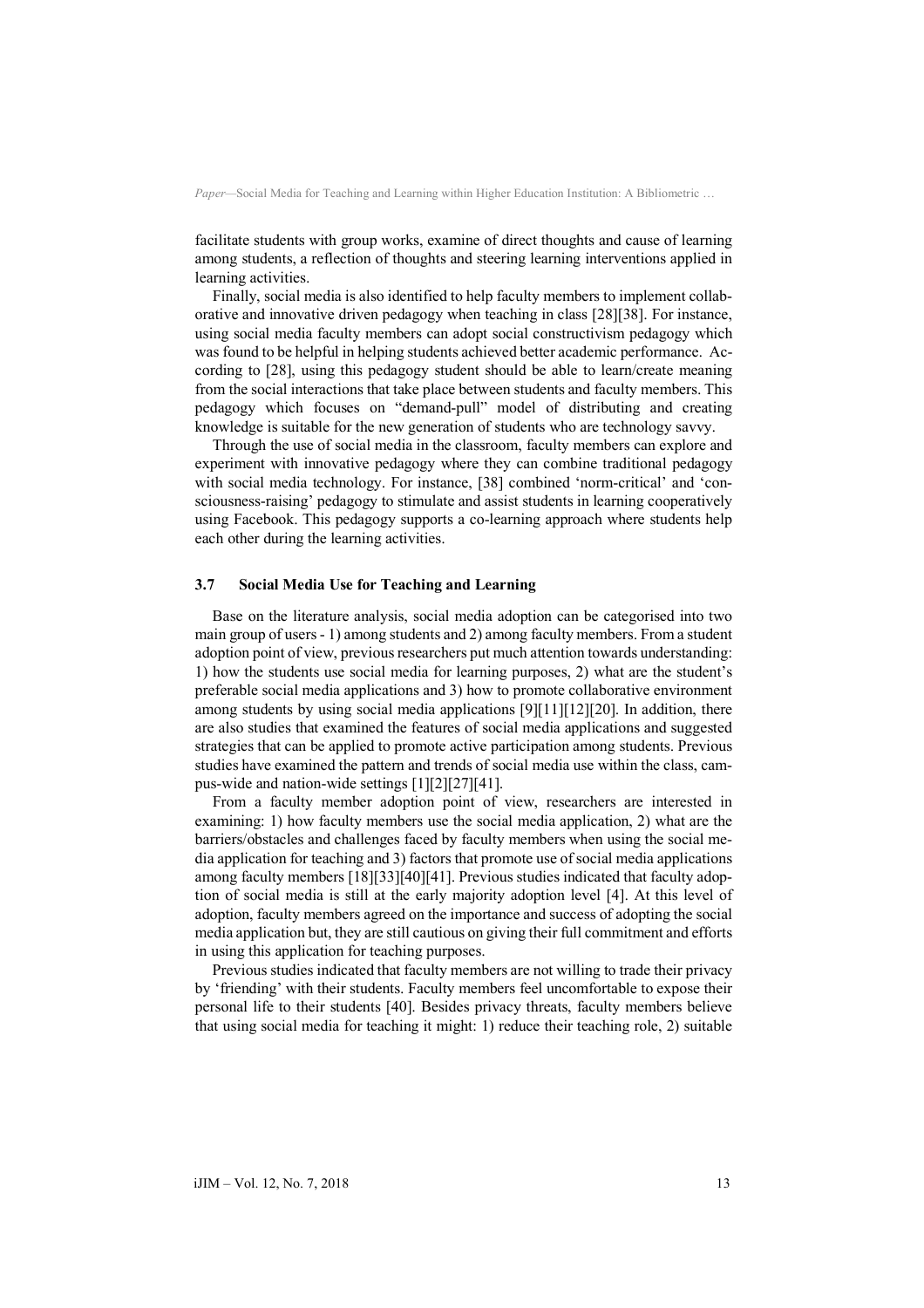facilitate students with group works, examine of direct thoughts and cause of learning among students, a reflection of thoughts and steering learning interventions applied in learning activities.

Finally, social media is also identified to help faculty members to implement collaborative and innovative driven pedagogy when teaching in class [28][38]. For instance, using social media faculty members can adopt social constructivism pedagogy which was found to be helpful in helping students achieved better academic performance. According to [28], using this pedagogy student should be able to learn/create meaning from the social interactions that take place between students and faculty members. This pedagogy which focuses on "demand-pull" model of distributing and creating knowledge is suitable for the new generation of students who are technology savvy.

Through the use of social media in the classroom, faculty members can explore and experiment with innovative pedagogy where they can combine traditional pedagogy with social media technology. For instance, [38] combined 'norm-critical' and 'consciousness-raising' pedagogy to stimulate and assist students in learning cooperatively using Facebook. This pedagogy supports a co-learning approach where students help each other during the learning activities.

### 3.7 Social Media Use for Teaching and Learning

Base on the literature analysis, social media adoption can be categorised into two main group of users - 1) among students and 2) among faculty members. From a student adoption point of view, previous researchers put much attention towards understanding: 1) how the students use social media for learning purposes, 2) what are the student's preferable social media applications and 3) how to promote collaborative environment among students by using social media applications [9][11][12][20]. In addition, there are also studies that examined the features of social media applications and suggested strategies that can be applied to promote active participation among students. Previous studies have examined the pattern and trends of social media use within the class, campus-wide and nation-wide settings [1][2][27][41].

From a faculty member adoption point of view, researchers are interested in examining: 1) how faculty members use the social media application, 2) what are the barriers/obstacles and challenges faced by faculty members when using the social media application for teaching and 3) factors that promote use of social media applications among faculty members [18][33][40][41]. Previous studies indicated that faculty adoption of social media is still at the early majority adoption level [4]. At this level of adoption, faculty members agreed on the importance and success of adopting the social media application but, they are still cautious on giving their full commitment and efforts in using this application for teaching purposes.

Previous studies indicated that faculty members are not willing to trade their privacy by 'friending' with their students. Faculty members feel uncomfortable to expose their personal life to their students [40]. Besides privacy threats, faculty members believe that using social media for teaching it might: 1) reduce their teaching role, 2) suitable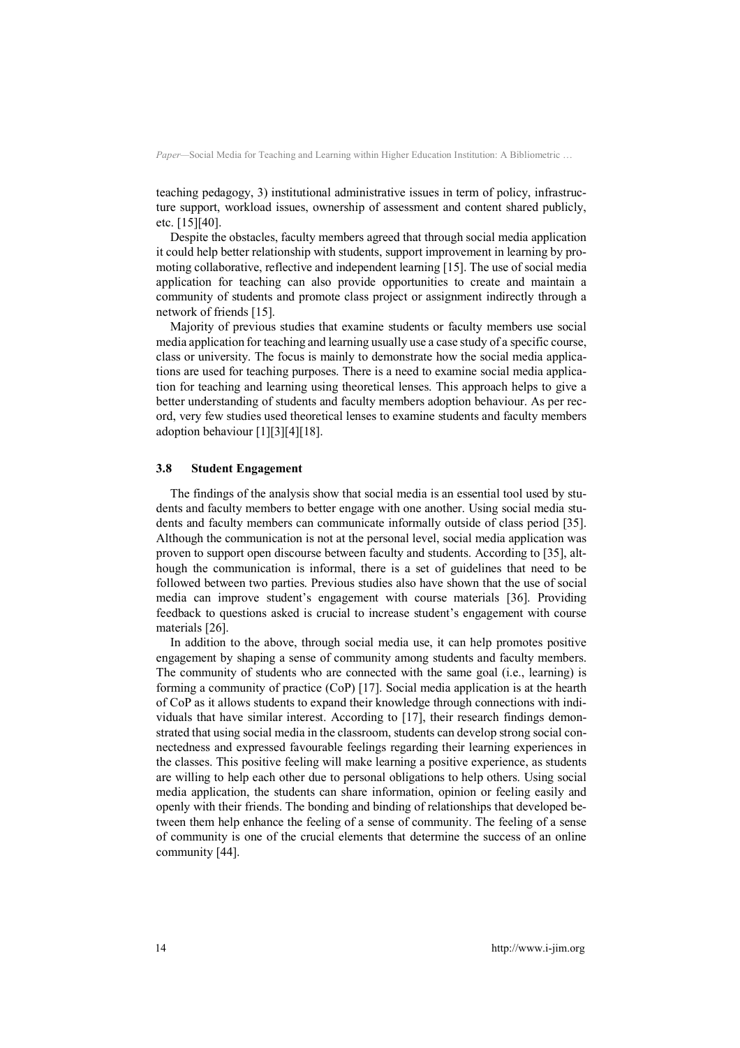teaching pedagogy, 3) institutional administrative issues in term of policy, infrastructure support, workload issues, ownership of assessment and content shared publicly, etc. [15][40].

Despite the obstacles, faculty members agreed that through social media application it could help better relationship with students, support improvement in learning by promoting collaborative, reflective and independent learning [15]. The use of social media application for teaching can also provide opportunities to create and maintain a community of students and promote class project or assignment indirectly through a network of friends [15].

Majority of previous studies that examine students or faculty members use social media application for teaching and learning usually use a case study of a specific course, class or university. The focus is mainly to demonstrate how the social media applications are used for teaching purposes. There is a need to examine social media application for teaching and learning using theoretical lenses. This approach helps to give a better understanding of students and faculty members adoption behaviour. As per record, very few studies used theoretical lenses to examine students and faculty members adoption behaviour [1][3][4][18].

### 3.8 Student Engagement

The findings of the analysis show that social media is an essential tool used by students and faculty members to better engage with one another. Using social media students and faculty members can communicate informally outside of class period [35]. Although the communication is not at the personal level, social media application was proven to support open discourse between faculty and students. According to [35], although the communication is informal, there is a set of guidelines that need to be followed between two parties. Previous studies also have shown that the use of social media can improve student's engagement with course materials [36]. Providing feedback to questions asked is crucial to increase student's engagement with course materials [26].

In addition to the above, through social media use, it can help promotes positive engagement by shaping a sense of community among students and faculty members. The community of students who are connected with the same goal (i.e., learning) is forming a community of practice (CoP) [17]. Social media application is at the hearth of CoP as it allows students to expand their knowledge through connections with individuals that have similar interest. According to [17], their research findings demonstrated that using social media in the classroom, students can develop strong social connectedness and expressed favourable feelings regarding their learning experiences in the classes. This positive feeling will make learning a positive experience, as students are willing to help each other due to personal obligations to help others. Using social media application, the students can share information, opinion or feeling easily and openly with their friends. The bonding and binding of relationships that developed between them help enhance the feeling of a sense of community. The feeling of a sense of community is one of the crucial elements that determine the success of an online community [44].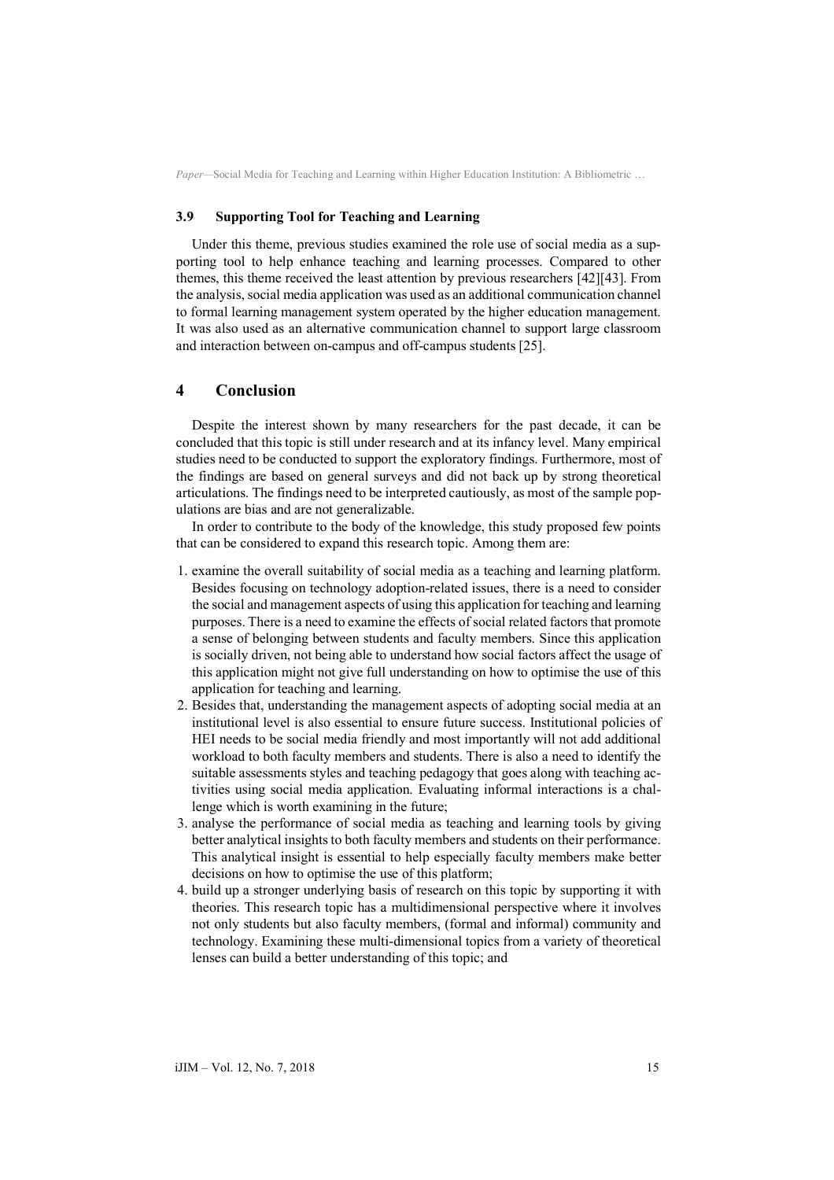### 3.9 Supporting Tool for Teaching and Learning

Under this theme, previous studies examined the role use of social media as a supporting tool to help enhance teaching and learning processes. Compared to other themes, this theme received the least attention by previous researchers [42][43]. From the analysis, social media application was used as an additional communication channel to formal learning management system operated by the higher education management. It was also used as an alternative communication channel to support large classroom and interaction between on-campus and off-campus students [25].

## 4 Conclusion

Despite the interest shown by many researchers for the past decade, it can be concluded that this topic is still under research and at its infancy level. Many empirical studies need to be conducted to support the exploratory findings. Furthermore, most of the findings are based on general surveys and did not back up by strong theoretical articulations. The findings need to be interpreted cautiously, as most of the sample populations are bias and are not generalizable.

In order to contribute to the body of the knowledge, this study proposed few points that can be considered to expand this research topic. Among them are:

1. examine the overall suitability of social media as a teaching and learning platform. Besides focusing on technology adoption-related issues, there is a need to consider the social and management aspects of using this application for teaching and learning purposes. There is a need to examine the effects of social related factors that promote a sense of belonging between students and faculty members. Since this application is socially driven, not being able to understand how social factors affect the usage of this application might not give full understanding on how to optimise the use of this application for teaching and learning.
2. Besides that, understanding the management aspects of adopting social media at an institutional level is also essential to ensure future success. Institutional policies of HEI needs to be social media friendly and most importantly will not add additional workload to both faculty members and students. There is also a need to identify the suitable assessments styles and teaching pedagogy that goes along with teaching activities using social media application. Evaluating informal interactions is a challenge which is worth examining in the future;
3. analyse the performance of social media as teaching and learning tools by giving better analytical insights to both faculty members and students on their performance. This analytical insight is essential to help especially faculty members make better decisions on how to optimise the use of this platform;
4. build up a stronger underlying basis of research on this topic by supporting it with theories. This research topic has a multidimensional perspective where it involves not only students but also faculty members, (formal and informal) community and technology. Examining these multi-dimensional topics from a variety of theoretical lenses can build a better understanding of this topic; and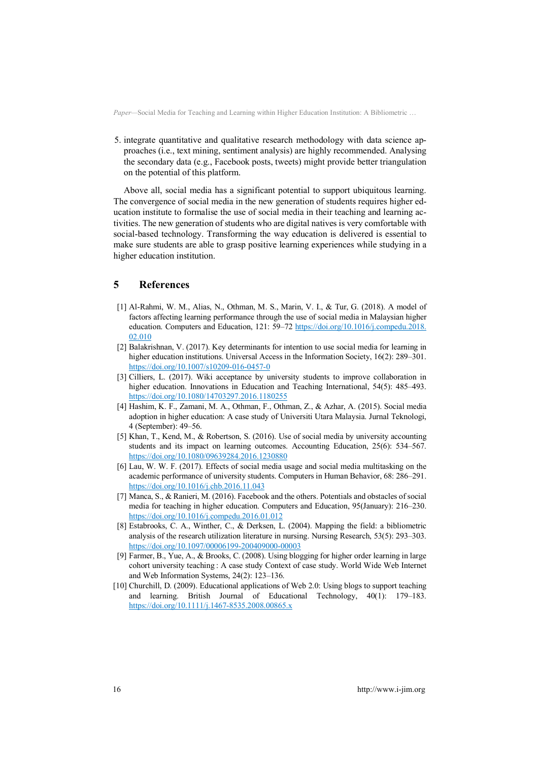5. integrate quantitative and qualitative research methodology with data science approaches (i.e., text mining, sentiment analysis) are highly recommended. Analysing the secondary data (e.g., Facebook posts, tweets) might provide better triangulation on the potential of this platform.

Above all, social media has a significant potential to support ubiquitous learning. The convergence of social media in the new generation of students requires higher education institute to formalise the use of social media in their teaching and learning activities. The new generation of students who are digital natives is very comfortable with social-based technology. Transforming the way education is delivered is essential to make sure students are able to grasp positive learning experiences while studying in a higher education institution.

## 5 References

[1] Al-Rahmi, W. M., Alias, N., Othman, M. S., Marin, V. I., & Tur, G. (2018). A model of factors affecting learning performance through the use of social media in Malaysian higher education. Computers and Education, 121: 59–72 https://doi.org/10.1016/j.compedu.2018.02.010

[2] Balakrishnan, V. (2017). Key determinants for intention to use social media for learning in higher education institutions. Universal Access in the Information Society, 16(2): 289–301. https://doi.org/10.1007/s10209-016-0457-0

[3] Cilliers, L. (2017). Wiki acceptance by university students to improve collaboration in higher education. Innovations in Education and Teaching International, 54(5): 485–493. https://doi.org/10.1080/14703297.2016.1180255

[4] Hashim, K. F., Zamani, M. A., Othman, F., Othman, Z., & Azhar, A. (2015). Social media adoption in higher education: A case study of Universiti Utara Malaysia. Jurnal Teknologi, 4 (September): 49–56.

[5] Khan, T., Kend, M., & Robertson, S. (2016). Use of social media by university accounting students and its impact on learning outcomes. Accounting Education, 25(6): 534–567. https://doi.org/10.1080/09639284.2016.1230880

[6] Lau, W. W. F. (2017). Effects of social media usage and social media multitasking on the academic performance of university students. Computers in Human Behavior, 68: 286–291. https://doi.org/10.1016/j.chb.2016.11.043

[7] Manca, S., & Ranieri, M. (2016). Facebook and the others. Potentials and obstacles of social media for teaching in higher education. Computers and Education, 95(January): 216–230. https://doi.org/10.1016/j.compedu.2016.01.012

[8] Estabrooks, C. A., Winther, C., & Derksen, L. (2004). Mapping the field: a bibliometric analysis of the research utilization literature in nursing. Nursing Research, 53(5): 293–303. https://doi.org/10.1097/00006199-200409000-00003

[9] Farmer, B., Yue, A., & Brooks, C. (2008). Using blogging for higher order learning in large cohort university teaching : A case study Context of case study. World Wide Web Internet and Web Information Systems, 24(2): 123–136.

[10] Churchill, D. (2009). Educational applications of Web 2.0: Using blogs to support teaching and learning. British Journal of Educational Technology, 40(1): 179–183. https://doi.org/10.1111/j.1467-8535.2008.00865.x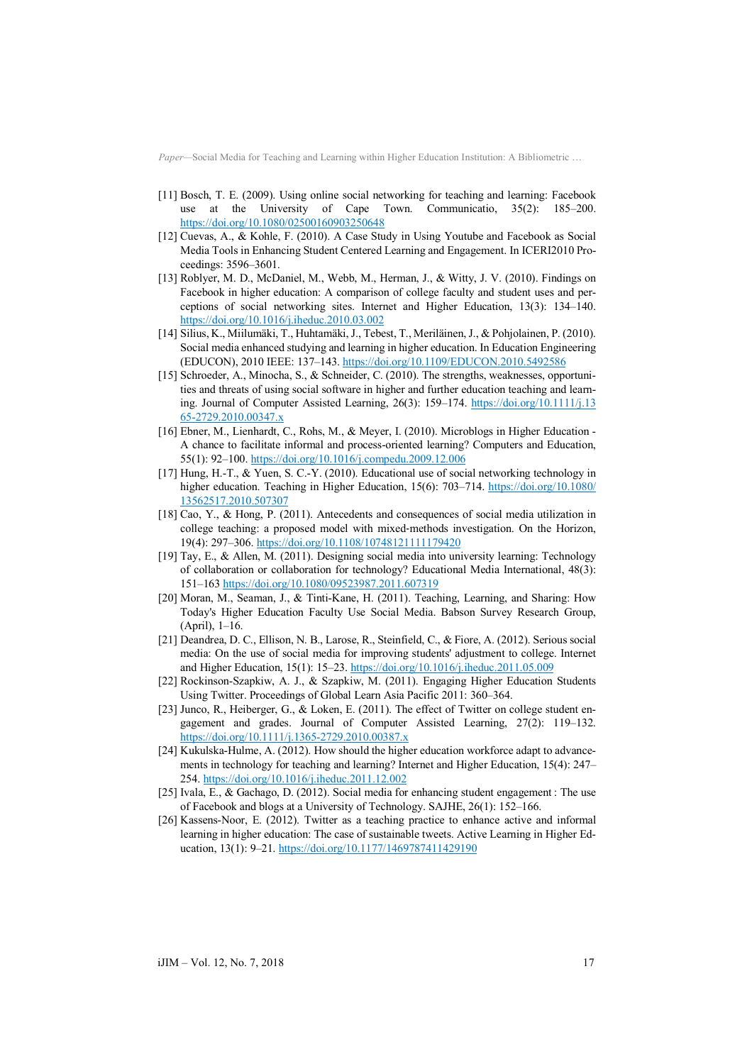[11] Bosch, T. E. (2009). Using online social networking for teaching and learning: Facebook use at the University of Cape Town. Communicatio, 35(2): 185–200. https://doi.org/10.1080/02500160903250648

[12] Cuevas, A., & Kohle, F. (2010). A Case Study in Using Youtube and Facebook as Social Media Tools in Enhancing Student Centered Learning and Engagement. In ICERI2010 Proceedings: 3596–3601.

[13] Roblyer, M. D., McDaniel, M., Webb, M., Herman, J., & Witty, J. V. (2010). Findings on Facebook in higher education: A comparison of college faculty and student uses and perceptions of social networking sites. Internet and Higher Education, 13(3): 134–140. https://doi.org/10.1016/j.iheduc.2010.03.002

[14] Silius, K., Miilumäki, T., Huhtamäki, J., Tebest, T., Meriläinen, J., & Pohjolainen, P. (2010). Social media enhanced studying and learning in higher education. In Education Engineering (EDUCON), 2010 IEEE: 137–143. https://doi.org/10.1109/EDUCON.2010.5492586

[15] Schroeder, A., Minocha, S., & Schneider, C. (2010). The strengths, weaknesses, opportunities and threats of using social software in higher and further education teaching and learning. Journal of Computer Assisted Learning, 26(3): 159–174. https://doi.org/10.1111/j.1365-2729.2010.00347.x

[16] Ebner, M., Lienhardt, C., Rohs, M., & Meyer, I. (2010). Microblogs in Higher Education - A chance to facilitate informal and process-oriented learning? Computers and Education, 55(1): 92–100. https://doi.org/10.1016/j.compedu.2009.12.006

[17] Hung, H.-T., & Yuen, S. C.-Y. (2010). Educational use of social networking technology in higher education. Teaching in Higher Education, 15(6): 703–714. https://doi.org/10.1080/13562517.2010.507307

[18] Cao, Y., & Hong, P. (2011). Antecedents and consequences of social media utilization in college teaching: a proposed model with mixed-methods investigation. On the Horizon, 19(4): 297–306. https://doi.org/10.1108/10748121111179420

[19] Tay, E., & Allen, M. (2011). Designing social media into university learning: Technology of collaboration or collaboration for technology? Educational Media International, 48(3): 151–163 https://doi.org/10.1080/09523987.2011.607319

[20] Moran, M., Seaman, J., & Tinti-Kane, H. (2011). Teaching, Learning, and Sharing: How Today's Higher Education Faculty Use Social Media. Babson Survey Research Group, (April), 1–16.

[21] Deandrea, D. C., Ellison, N. B., Larose, R., Steinfield, C., & Fiore, A. (2012). Serious social media: On the use of social media for improving students' adjustment to college. Internet and Higher Education, 15(1): 15–23. https://doi.org/10.1016/j.iheduc.2011.05.009

[22] Rockinson-Szapkiw, A. J., & Szapkiw, M. (2011). Engaging Higher Education Students Using Twitter. Proceedings of Global Learn Asia Pacific 2011: 360–364.

[23] Junco, R., Heiberger, G., & Loken, E. (2011). The effect of Twitter on college student engagement and grades. Journal of Computer Assisted Learning, 27(2): 119–132. https://doi.org/10.1111/j.1365-2729.2010.00387.x

[24] Kukulska-Hulme, A. (2012). How should the higher education workforce adapt to advancements in technology for teaching and learning? Internet and Higher Education, 15(4): 247–254. https://doi.org/10.1016/j.iheduc.2011.12.002

[25] Ivala, E., & Gachago, D. (2012). Social media for enhancing student engagement : The use of Facebook and blogs at a University of Technology. SAJHE, 26(1): 152–166.

[26] Kassens-Noor, E. (2012). Twitter as a teaching practice to enhance active and informal learning in higher education: The case of sustainable tweets. Active Learning in Higher Education, 13(1): 9–21. https://doi.org/10.1177/1469787411429190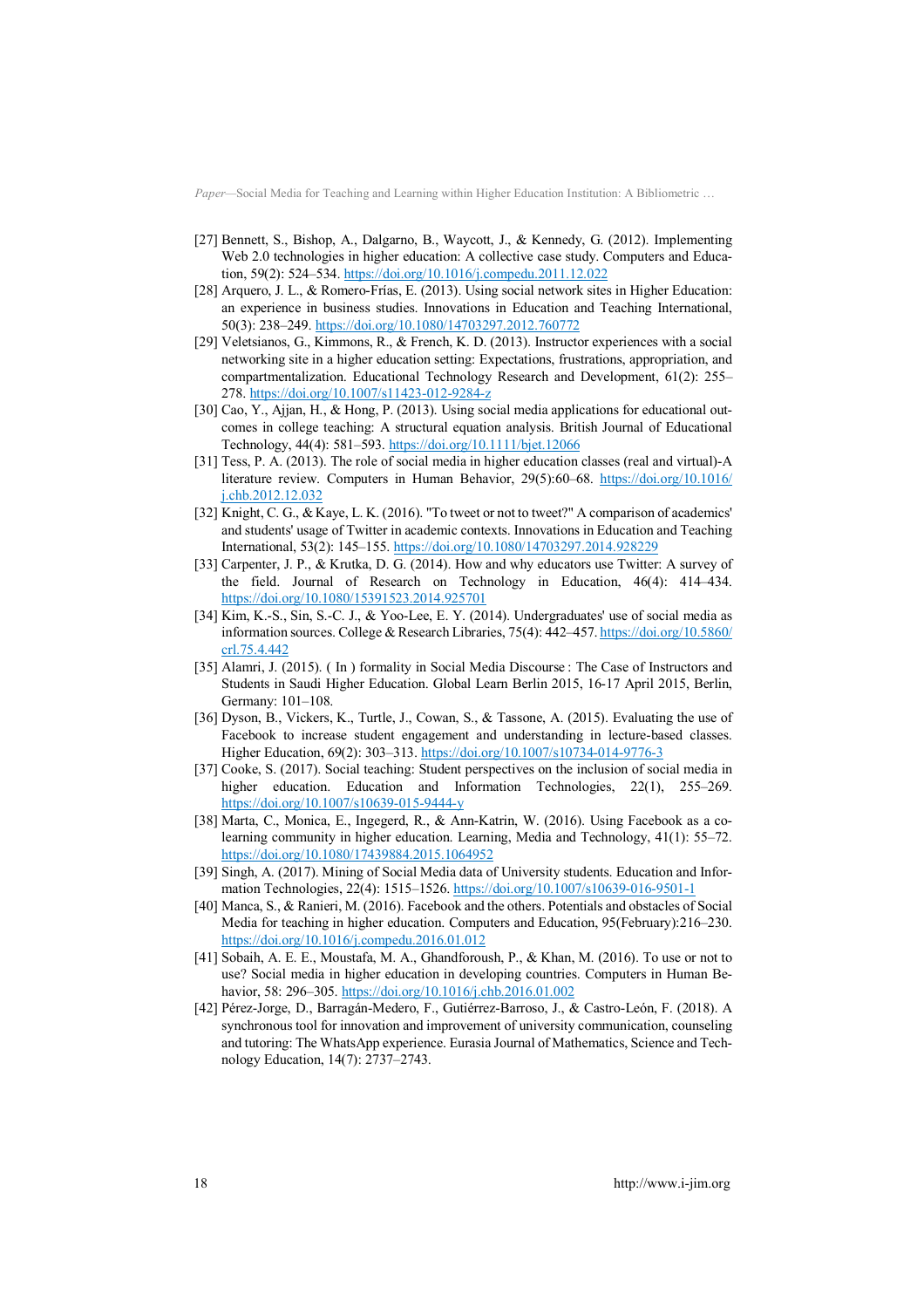[27] Bennett, S., Bishop, A., Dalgarno, B., Waycott, J., & Kennedy, G. (2012). Implementing Web 2.0 technologies in higher education: A collective case study. Computers and Education, 59(2): 524–534. https://doi.org/10.1016/j.compedu.2011.12.022

[28] Arquero, J. L., & Romero-Frías, E. (2013). Using social network sites in Higher Education: an experience in business studies. Innovations in Education and Teaching International, 50(3): 238–249. https://doi.org/10.1080/14703297.2012.760772

[29] Veletsianos, G., Kimmons, R., & French, K. D. (2013). Instructor experiences with a social networking site in a higher education setting: Expectations, frustrations, appropriation, and compartmentalization. Educational Technology Research and Development, 61(2): 255–278. https://doi.org/10.1007/s11423-012-9284-z

[30] Cao, Y., Ajjan, H., & Hong, P. (2013). Using social media applications for educational outcomes in college teaching: A structural equation analysis. British Journal of Educational Technology, 44(4): 581–593. https://doi.org/10.1111/bjet.12066

[31] Tess, P. A. (2013). The role of social media in higher education classes (real and virtual)-A literature review. Computers in Human Behavior, 29(5):60–68. https://doi.org/10.1016/j.chb.2012.12.032

[32] Knight, C. G., & Kaye, L. K. (2016). "To tweet or not to tweet?" A comparison of academics' and students' usage of Twitter in academic contexts. Innovations in Education and Teaching International, 53(2): 145–155. https://doi.org/10.1080/14703297.2014.928229

[33] Carpenter, J. P., & Krutka, D. G. (2014). How and why educators use Twitter: A survey of the field. Journal of Research on Technology in Education, 46(4): 414–434. https://doi.org/10.1080/15391523.2014.925701

[34] Kim, K.-S., Sin, S.-C. J., & Yoo-Lee, E. Y. (2014). Undergraduates' use of social media as information sources. College & Research Libraries, 75(4): 442–457. https://doi.org/10.5860/crl.75.4.442

[35] Alamri, J. (2015). ( In ) formality in Social Media Discourse : The Case of Instructors and Students in Saudi Higher Education. Global Learn Berlin 2015, 16-17 April 2015, Berlin, Germany: 101–108.

[36] Dyson, B., Vickers, K., Turtle, J., Cowan, S., & Tassone, A. (2015). Evaluating the use of Facebook to increase student engagement and understanding in lecture-based classes. Higher Education, 69(2): 303–313. https://doi.org/10.1007/s10734-014-9776-3

[37] Cooke, S. (2017). Social teaching: Student perspectives on the inclusion of social media in higher education. Education and Information Technologies, 22(1), 255–269. https://doi.org/10.1007/s10639-015-9444-y

[38] Marta, C., Monica, E., Ingegerd, R., & Ann-Katrin, W. (2016). Using Facebook as a co-learning community in higher education. Learning, Media and Technology, 41(1): 55–72. https://doi.org/10.1080/17439884.2015.1064952

[39] Singh, A. (2017). Mining of Social Media data of University students. Education and Information Technologies, 22(4): 1515–1526. https://doi.org/10.1007/s10639-016-9501-1

[40] Manca, S., & Ranieri, M. (2016). Facebook and the others. Potentials and obstacles of Social Media for teaching in higher education. Computers and Education, 95(February):216–230. https://doi.org/10.1016/j.compedu.2016.01.012

[41] Sobaih, A. E. E., Moustafa, M. A., Ghandforoush, P., & Khan, M. (2016). To use or not to use? Social media in higher education in developing countries. Computers in Human Behavior, 58: 296–305. https://doi.org/10.1016/j.chb.2016.01.002

[42] Pérez-Jorge, D., Barragán-Medero, F., Gutiérrez-Barroso, J., & Castro-León, F. (2018). A synchronous tool for innovation and improvement of university communication, counseling and tutoring: The WhatsApp experience. Eurasia Journal of Mathematics, Science and Technology Education, 14(7): 2737–2743.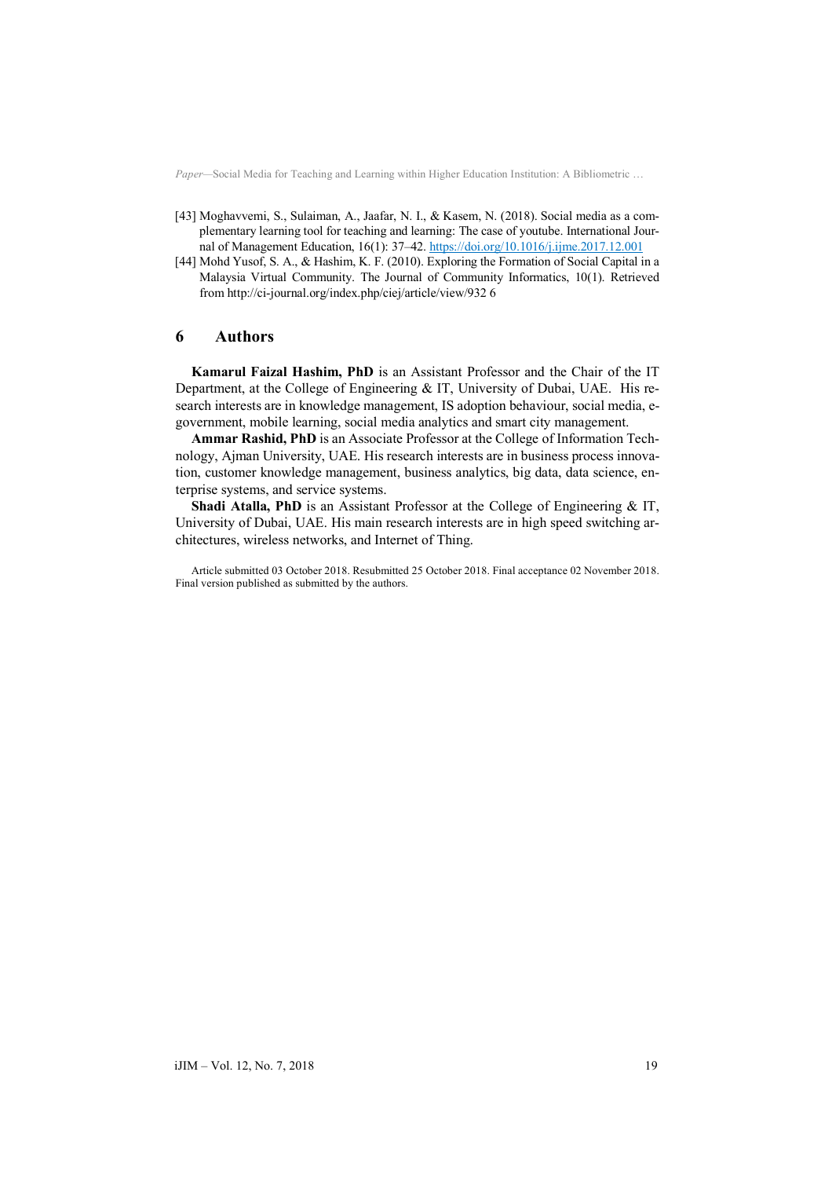[43] Moghavvemi, S., Sulaiman, A., Jaafar, N. I., & Kasem, N. (2018). Social media as a complementary learning tool for teaching and learning: The case of youtube. International Journal of Management Education, 16(1): 37–42. https://doi.org/10.1016/j.ijme.2017.12.001

[44] Mohd Yusof, S. A., & Hashim, K. F. (2010). Exploring the Formation of Social Capital in a Malaysia Virtual Community. The Journal of Community Informatics, 10(1). Retrieved from http://ci-journal.org/index.php/ciej/article/view/932 6

## 6 Authors

**Kamarul Faizal Hashim, PhD** is an Assistant Professor and the Chair of the IT Department, at the College of Engineering & IT, University of Dubai, UAE. His research interests are in knowledge management, IS adoption behaviour, social media, e-government, mobile learning, social media analytics and smart city management.

**Ammar Rashid, PhD** is an Associate Professor at the College of Information Technology, Ajman University, UAE. His research interests are in business process innovation, customer knowledge management, business analytics, big data, data science, enterprise systems, and service systems.

**Shadi Atalla, PhD** is an Assistant Professor at the College of Engineering & IT, University of Dubai, UAE. His main research interests are in high speed switching architectures, wireless networks, and Internet of Thing.

Article submitted 03 October 2018. Resubmitted 25 October 2018. Final acceptance 02 November 2018. Final version published as submitted by the authors.